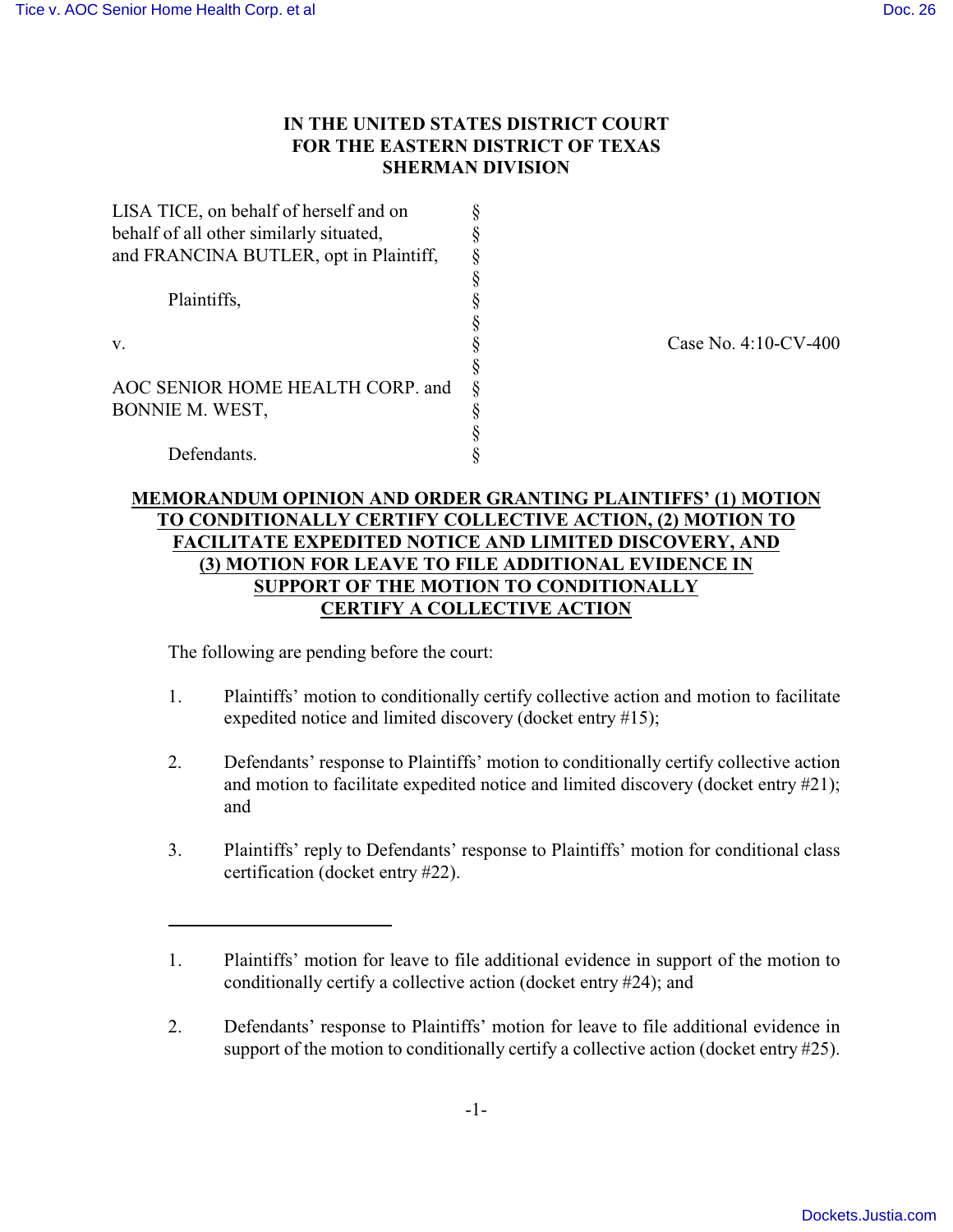# IN THE UNITED STATES DISTRICT COURT FOR THE EASTERN DISTRICT OF TEXAS SHERMAN DIVISION

| | | |
|---|---|---|
| LISA TICE, on behalf of herself and on behalf of all other similarly situated, and FRANCINA BUTLER, opt in Plaintiff, | § | |
| | § | |
| Plaintiffs, | § | |
| | § | |
| v. | § | Case No. 4:10-CV-400 |
| | § | |
| AOC SENIOR HOME HEALTH CORP. and BONNIE M. WEST, | § | |
| | § | |
| Defendants. | § | |

## MEMORANDUM OPINION AND ORDER GRANTING PLAINTIFFS' (1) MOTION TO CONDITIONALLY CERTIFY COLLECTIVE ACTION, (2) MOTION TO FACILITATE EXPEDITED NOTICE AND LIMITED DISCOVERY, AND (3) MOTION FOR LEAVE TO FILE ADDITIONAL EVIDENCE IN SUPPORT OF THE MOTION TO CONDITIONALLY CERTIFY A COLLECTIVE ACTION

The following are pending before the court:

1. Plaintiffs' motion to conditionally certify collective action and motion to facilitate expedited notice and limited discovery (docket entry #15);

2. Defendants' response to Plaintiffs' motion to conditionally certify collective action and motion to facilitate expedited notice and limited discovery (docket entry #21); and

3. Plaintiffs' reply to Defendants' response to Plaintiffs' motion for conditional class certification (docket entry #22).

---

1. Plaintiffs' motion for leave to file additional evidence in support of the motion to conditionally certify a collective action (docket entry #24); and

2. Defendants' response to Plaintiffs' motion for leave to file additional evidence in support of the motion to conditionally certify a collective action (docket entry #25).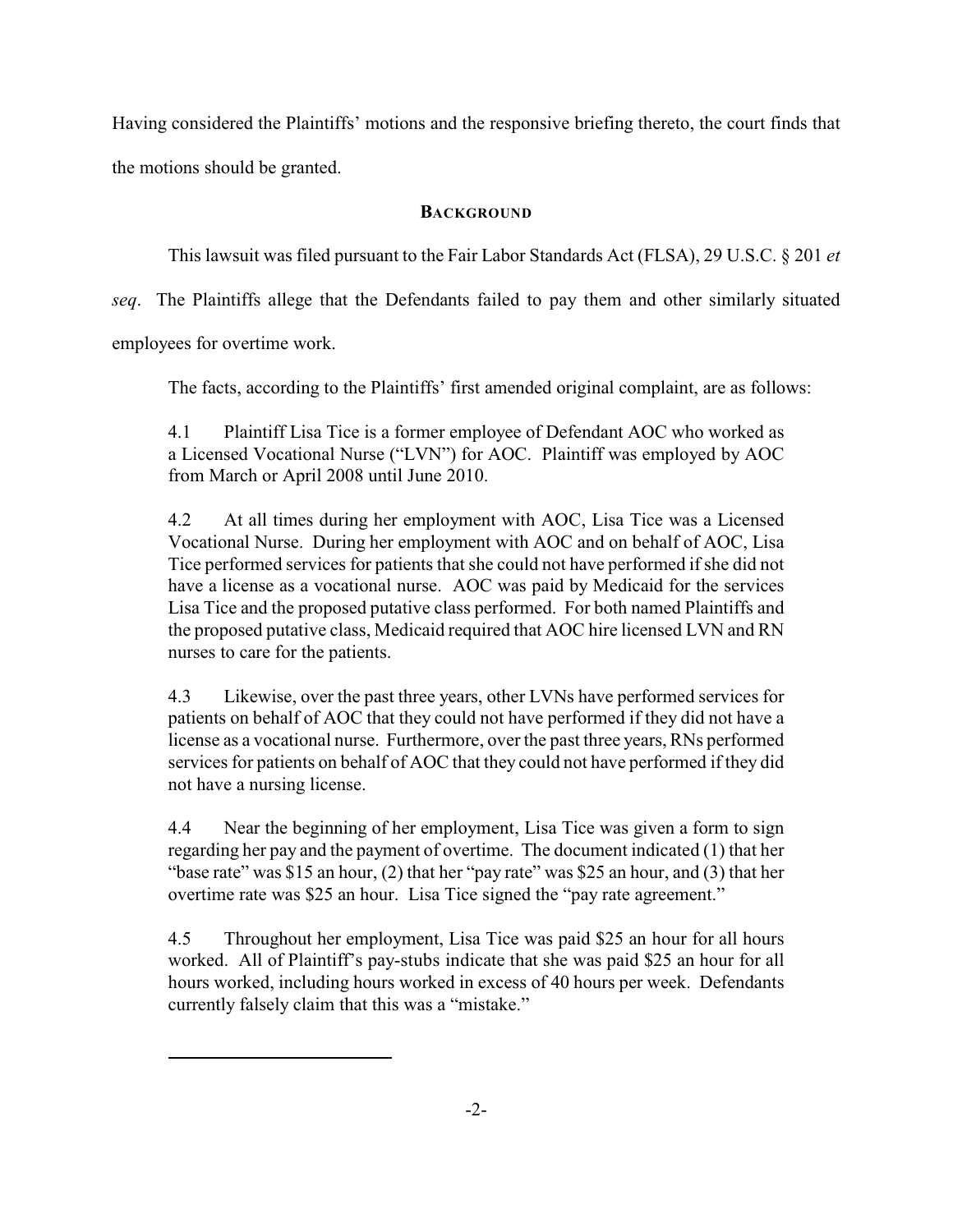Having considered the Plaintiffs' motions and the responsive briefing thereto, the court finds that the motions should be granted.

## BACKGROUND

This lawsuit was filed pursuant to the Fair Labor Standards Act (FLSA), 29 U.S.C. § 201 *et seq*. The Plaintiffs allege that the Defendants failed to pay them and other similarly situated employees for overtime work.

The facts, according to the Plaintiffs' first amended original complaint, are as follows:

> 4.1 Plaintiff Lisa Tice is a former employee of Defendant AOC who worked as a Licensed Vocational Nurse ("LVN") for AOC. Plaintiff was employed by AOC from March or April 2008 until June 2010.
>
> 4.2 At all times during her employment with AOC, Lisa Tice was a Licensed Vocational Nurse. During her employment with AOC and on behalf of AOC, Lisa Tice performed services for patients that she could not have performed if she did not have a license as a vocational nurse. AOC was paid by Medicaid for the services Lisa Tice and the proposed putative class performed. For both named Plaintiffs and the proposed putative class, Medicaid required that AOC hire licensed LVN and RN nurses to care for the patients.
>
> 4.3 Likewise, over the past three years, other LVNs have performed services for patients on behalf of AOC that they could not have performed if they did not have a license as a vocational nurse. Furthermore, over the past three years, RNs performed services for patients on behalf of AOC that they could not have performed if they did not have a nursing license.
>
> 4.4 Near the beginning of her employment, Lisa Tice was given a form to sign regarding her pay and the payment of overtime. The document indicated (1) that her "base rate" was $15 an hour, (2) that her "pay rate" was $25 an hour, and (3) that her overtime rate was $25 an hour. Lisa Tice signed the "pay rate agreement."
>
> 4.5 Throughout her employment, Lisa Tice was paid $25 an hour for all hours worked. All of Plaintiff's pay-stubs indicate that she was paid $25 an hour for all hours worked, including hours worked in excess of 40 hours per week. Defendants currently falsely claim that this was a "mistake."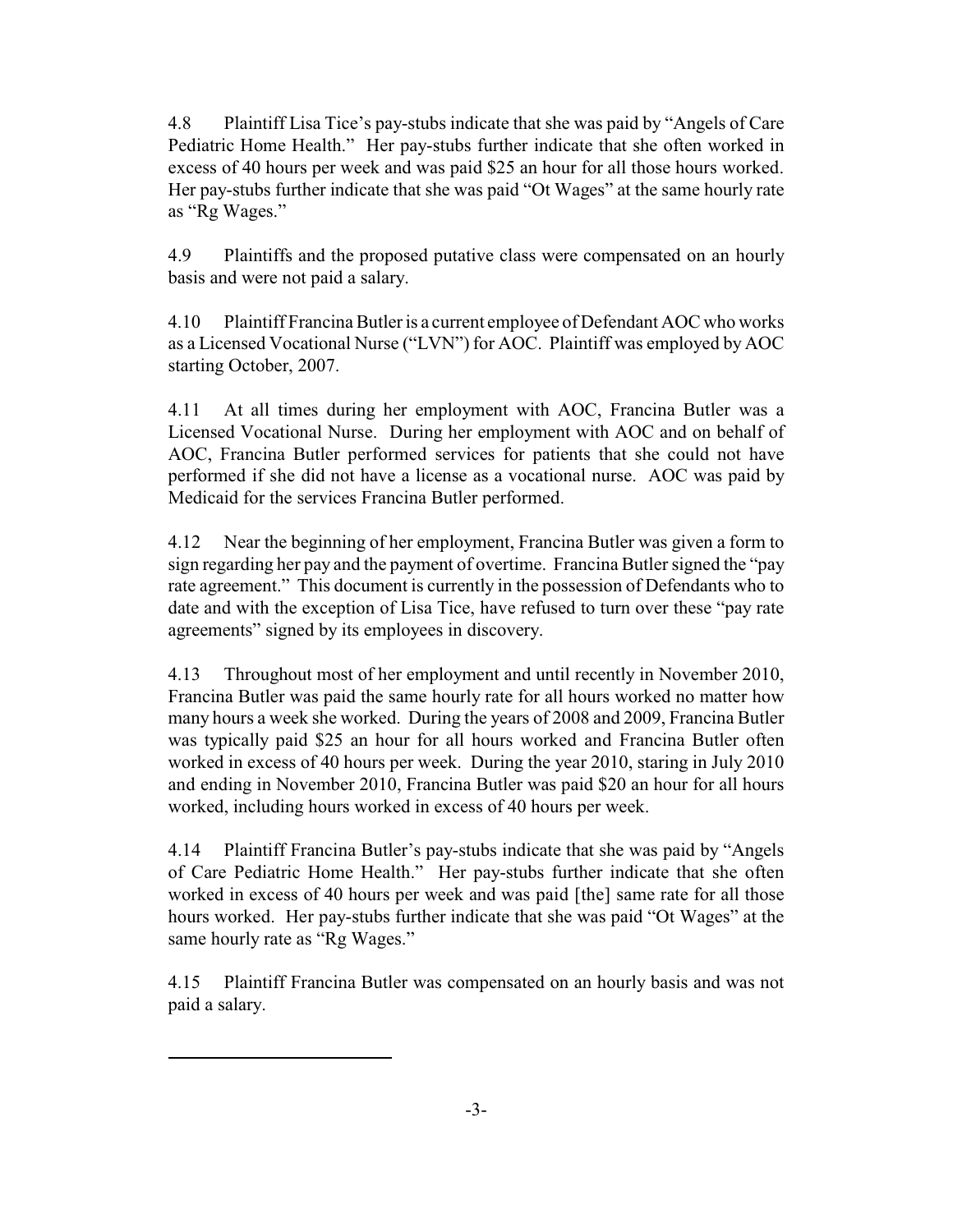4.8 Plaintiff Lisa Tice's pay-stubs indicate that she was paid by "Angels of Care Pediatric Home Health." Her pay-stubs further indicate that she often worked in excess of 40 hours per week and was paid $25 an hour for all those hours worked. Her pay-stubs further indicate that she was paid "Ot Wages" at the same hourly rate as "Rg Wages."

4.9 Plaintiffs and the proposed putative class were compensated on an hourly basis and were not paid a salary.

4.10 Plaintiff Francina Butler is a current employee of Defendant AOC who works as a Licensed Vocational Nurse ("LVN") for AOC. Plaintiff was employed by AOC starting October, 2007.

4.11 At all times during her employment with AOC, Francina Butler was a Licensed Vocational Nurse. During her employment with AOC and on behalf of AOC, Francina Butler performed services for patients that she could not have performed if she did not have a license as a vocational nurse. AOC was paid by Medicaid for the services Francina Butler performed.

4.12 Near the beginning of her employment, Francina Butler was given a form to sign regarding her pay and the payment of overtime. Francina Butler signed the "pay rate agreement." This document is currently in the possession of Defendants who to date and with the exception of Lisa Tice, have refused to turn over these "pay rate agreements" signed by its employees in discovery.

4.13 Throughout most of her employment and until recently in November 2010, Francina Butler was paid the same hourly rate for all hours worked no matter how many hours a week she worked. During the years of 2008 and 2009, Francina Butler was typically paid $25 an hour for all hours worked and Francina Butler often worked in excess of 40 hours per week. During the year 2010, staring in July 2010 and ending in November 2010, Francina Butler was paid $20 an hour for all hours worked, including hours worked in excess of 40 hours per week.

4.14 Plaintiff Francina Butler's pay-stubs indicate that she was paid by "Angels of Care Pediatric Home Health." Her pay-stubs further indicate that she often worked in excess of 40 hours per week and was paid [the] same rate for all those hours worked. Her pay-stubs further indicate that she was paid "Ot Wages" at the same hourly rate as "Rg Wages."

4.15 Plaintiff Francina Butler was compensated on an hourly basis and was not paid a salary.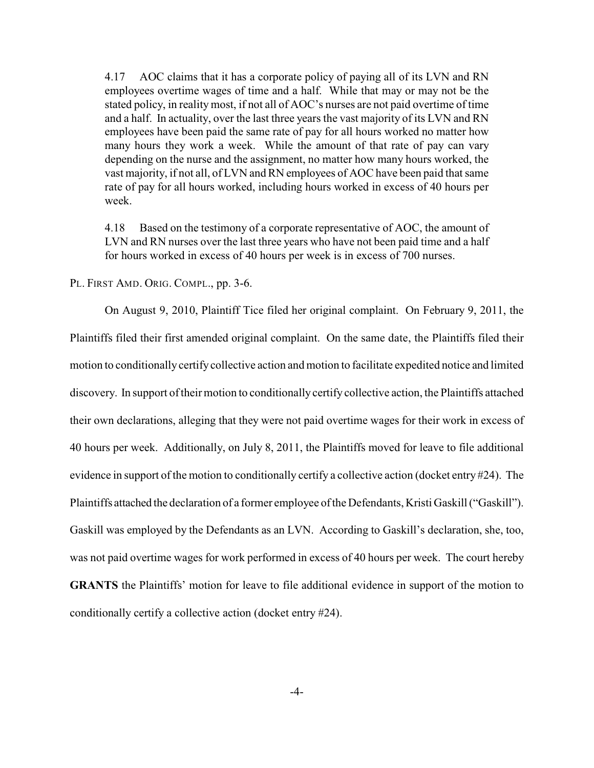> 4.17 AOC claims that it has a corporate policy of paying all of its LVN and RN employees overtime wages of time and a half. While that may or may not be the stated policy, in reality most, if not all of AOC's nurses are not paid overtime of time and a half. In actuality, over the last three years the vast majority of its LVN and RN employees have been paid the same rate of pay for all hours worked no matter how many hours they work a week. While the amount of that rate of pay can vary depending on the nurse and the assignment, no matter how many hours worked, the vast majority, if not all, of LVN and RN employees of AOC have been paid that same rate of pay for all hours worked, including hours worked in excess of 40 hours per week.
>
> 4.18 Based on the testimony of a corporate representative of AOC, the amount of LVN and RN nurses over the last three years who have not been paid time and a half for hours worked in excess of 40 hours per week is in excess of 700 nurses.

PL. FIRST AMD. ORIG. COMPL., pp. 3-6.

On August 9, 2010, Plaintiff Tice filed her original complaint. On February 9, 2011, the Plaintiffs filed their first amended original complaint. On the same date, the Plaintiffs filed their motion to conditionally certify collective action and motion to facilitate expedited notice and limited discovery. In support of their motion to conditionally certify collective action, the Plaintiffs attached their own declarations, alleging that they were not paid overtime wages for their work in excess of 40 hours per week. Additionally, on July 8, 2011, the Plaintiffs moved for leave to file additional evidence in support of the motion to conditionally certify a collective action (docket entry #24). The Plaintiffs attached the declaration of a former employee of the Defendants, Kristi Gaskill ("Gaskill"). Gaskill was employed by the Defendants as an LVN. According to Gaskill's declaration, she, too, was not paid overtime wages for work performed in excess of 40 hours per week. The court hereby **GRANTS** the Plaintiffs' motion for leave to file additional evidence in support of the motion to conditionally certify a collective action (docket entry #24).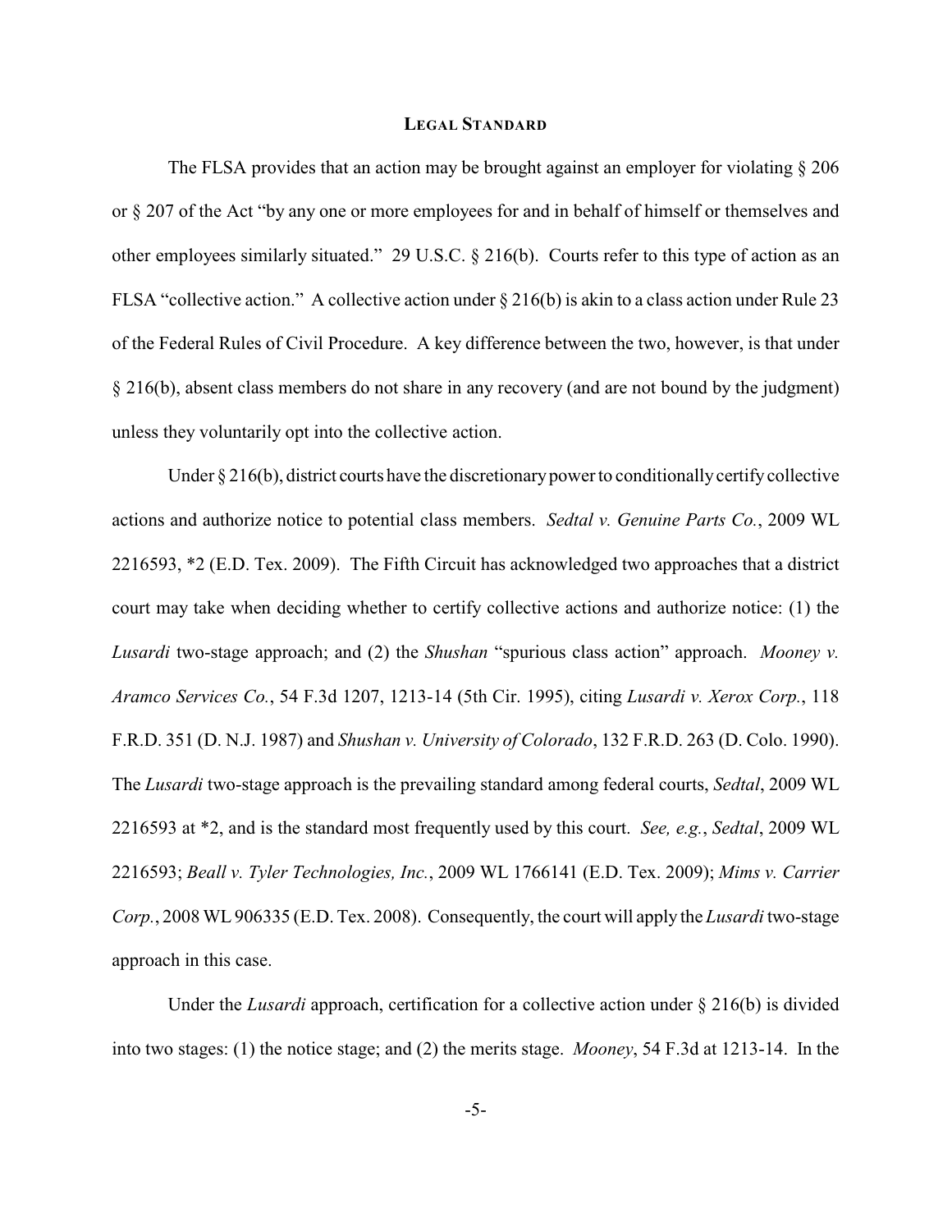## LEGAL STANDARD

The FLSA provides that an action may be brought against an employer for violating § 206 or § 207 of the Act "by any one or more employees for and in behalf of himself or themselves and other employees similarly situated." 29 U.S.C. § 216(b). Courts refer to this type of action as an FLSA "collective action." A collective action under § 216(b) is akin to a class action under Rule 23 of the Federal Rules of Civil Procedure. A key difference between the two, however, is that under § 216(b), absent class members do not share in any recovery (and are not bound by the judgment) unless they voluntarily opt into the collective action.

Under § 216(b), district courts have the discretionary power to conditionally certify collective actions and authorize notice to potential class members. *Sedtal v. Genuine Parts Co.*, 2009 WL 2216593, *2 (E.D. Tex. 2009). The Fifth Circuit has acknowledged two approaches that a district court may take when deciding whether to certify collective actions and authorize notice: (1) the *Lusardi* two-stage approach; and (2) the *Shushan* "spurious class action" approach. *Mooney v. Aramco Services Co.*, 54 F.3d 1207, 1213-14 (5th Cir. 1995), citing *Lusardi v. Xerox Corp.*, 118 F.R.D. 351 (D. N.J. 1987) and *Shushan v. University of Colorado*, 132 F.R.D. 263 (D. Colo. 1990). The *Lusardi* two-stage approach is the prevailing standard among federal courts, *Sedtal*, 2009 WL 2216593 at *2, and is the standard most frequently used by this court. *See, e.g.*, *Sedtal*, 2009 WL 2216593; *Beall v. Tyler Technologies, Inc.*, 2009 WL 1766141 (E.D. Tex. 2009); *Mims v. Carrier Corp.*, 2008 WL 906335 (E.D. Tex. 2008). Consequently, the court will apply the *Lusardi* two-stage approach in this case.

Under the *Lusardi* approach, certification for a collective action under § 216(b) is divided into two stages: (1) the notice stage; and (2) the merits stage. *Mooney*, 54 F.3d at 1213-14. In the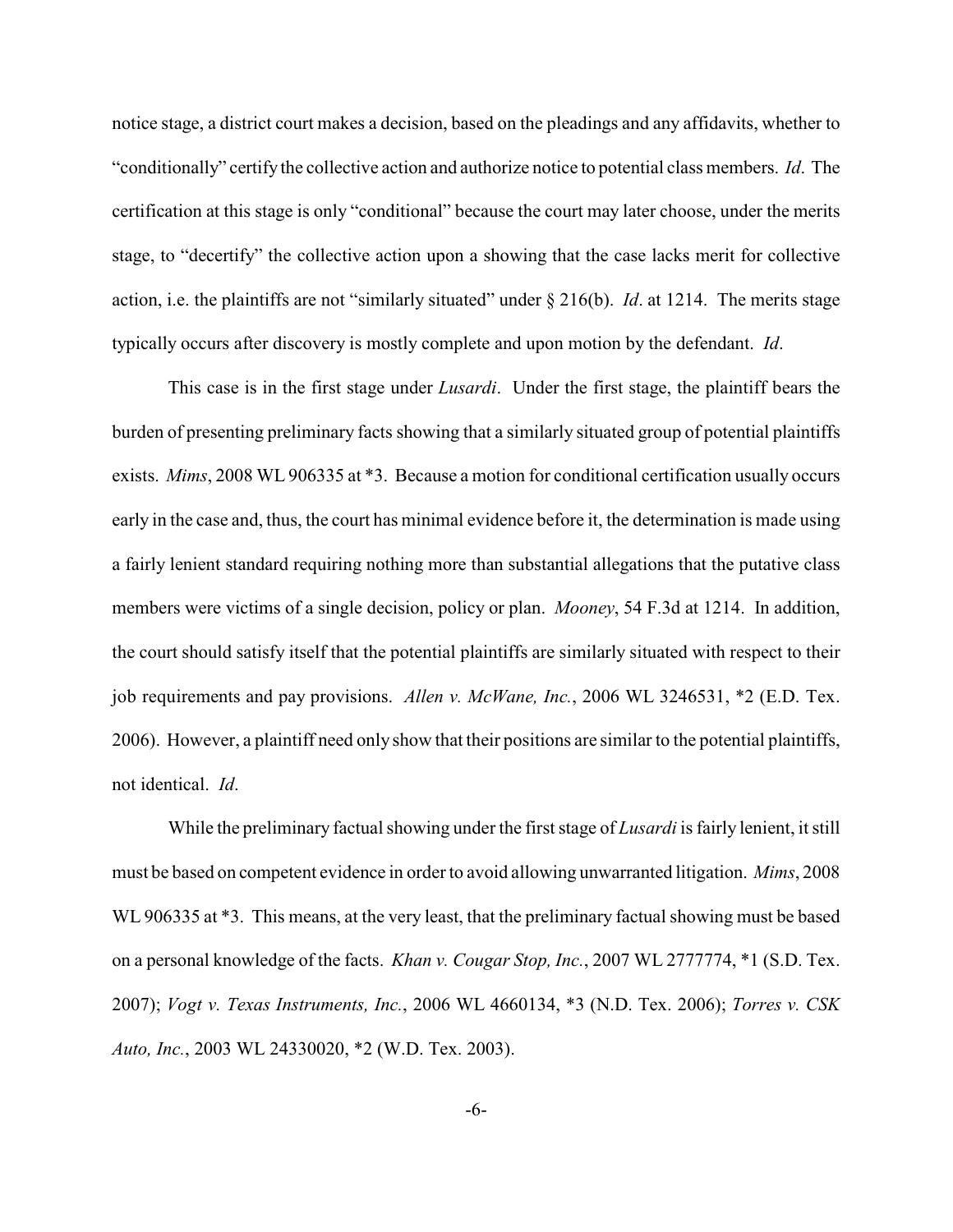notice stage, a district court makes a decision, based on the pleadings and any affidavits, whether to "conditionally" certify the collective action and authorize notice to potential class members. *Id*. The certification at this stage is only "conditional" because the court may later choose, under the merits stage, to "decertify" the collective action upon a showing that the case lacks merit for collective action, i.e. the plaintiffs are not "similarly situated" under § 216(b). *Id*. at 1214. The merits stage typically occurs after discovery is mostly complete and upon motion by the defendant. *Id*.

This case is in the first stage under *Lusardi*. Under the first stage, the plaintiff bears the burden of presenting preliminary facts showing that a similarly situated group of potential plaintiffs exists. *Mims*, 2008 WL 906335 at *3. Because a motion for conditional certification usually occurs early in the case and, thus, the court has minimal evidence before it, the determination is made using a fairly lenient standard requiring nothing more than substantial allegations that the putative class members were victims of a single decision, policy or plan. *Mooney*, 54 F.3d at 1214. In addition, the court should satisfy itself that the potential plaintiffs are similarly situated with respect to their job requirements and pay provisions. *Allen v. McWane, Inc.*, 2006 WL 3246531, *2 (E.D. Tex. 2006). However, a plaintiff need only show that their positions are similar to the potential plaintiffs, not identical. *Id*.

While the preliminary factual showing under the first stage of *Lusardi* is fairly lenient, it still must be based on competent evidence in order to avoid allowing unwarranted litigation. *Mims*, 2008 WL 906335 at *3. This means, at the very least, that the preliminary factual showing must be based on a personal knowledge of the facts. *Khan v. Cougar Stop, Inc.*, 2007 WL 2777774, *1 (S.D. Tex. 2007); *Vogt v. Texas Instruments, Inc.*, 2006 WL 4660134, *3 (N.D. Tex. 2006); *Torres v. CSK Auto, Inc.*, 2003 WL 24330020, *2 (W.D. Tex. 2003).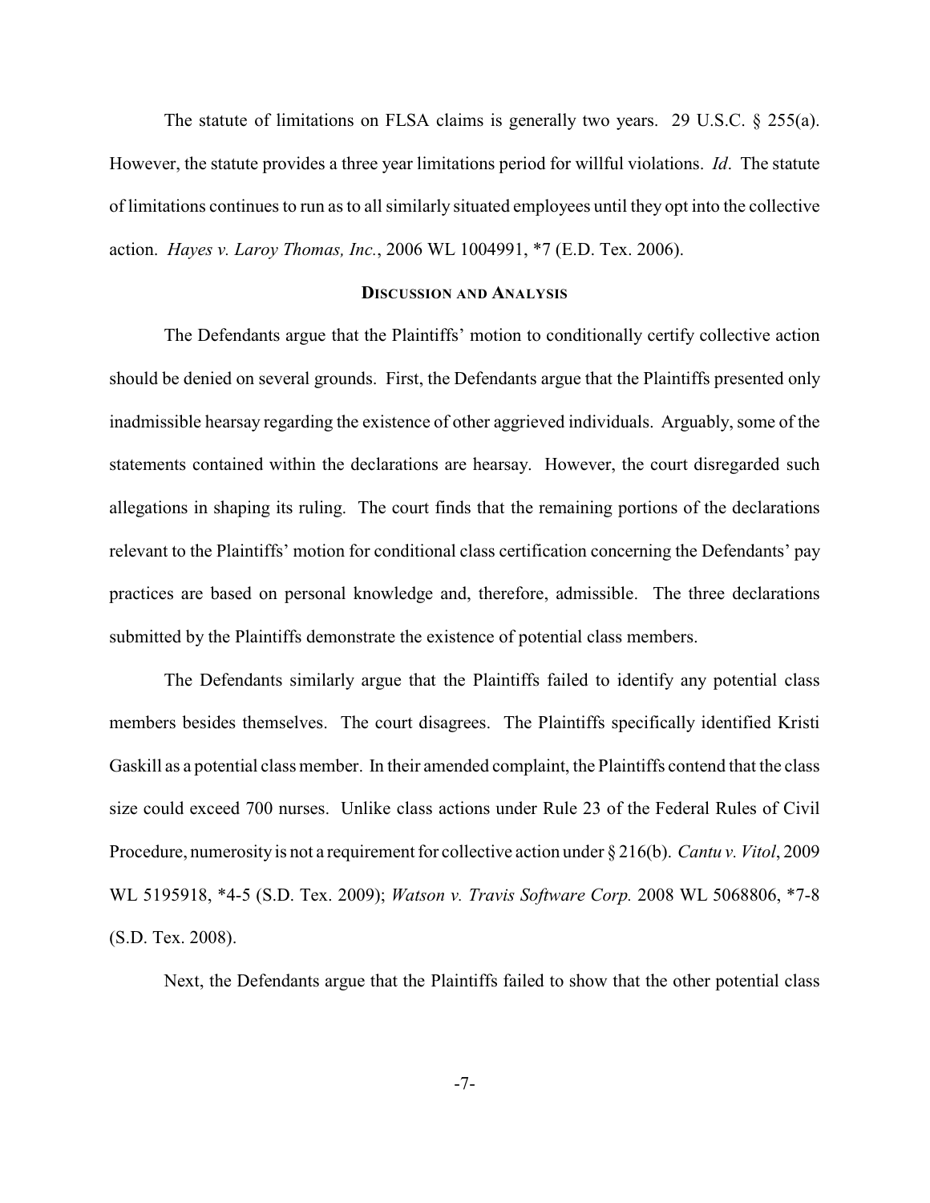The statute of limitations on FLSA claims is generally two years. 29 U.S.C. § 255(a). However, the statute provides a three year limitations period for willful violations. *Id*. The statute of limitations continues to run as to all similarly situated employees until they opt into the collective action. *Hayes v. Laroy Thomas, Inc.*, 2006 WL 1004991, *7 (E.D. Tex. 2006).

## DISCUSSION AND ANALYSIS

The Defendants argue that the Plaintiffs' motion to conditionally certify collective action should be denied on several grounds. First, the Defendants argue that the Plaintiffs presented only inadmissible hearsay regarding the existence of other aggrieved individuals. Arguably, some of the statements contained within the declarations are hearsay. However, the court disregarded such allegations in shaping its ruling. The court finds that the remaining portions of the declarations relevant to the Plaintiffs' motion for conditional class certification concerning the Defendants' pay practices are based on personal knowledge and, therefore, admissible. The three declarations submitted by the Plaintiffs demonstrate the existence of potential class members.

The Defendants similarly argue that the Plaintiffs failed to identify any potential class members besides themselves. The court disagrees. The Plaintiffs specifically identified Kristi Gaskill as a potential class member. In their amended complaint, the Plaintiffs contend that the class size could exceed 700 nurses. Unlike class actions under Rule 23 of the Federal Rules of Civil Procedure, numerosity is not a requirement for collective action under § 216(b). *Cantu v. Vitol*, 2009 WL 5195918, *4-5 (S.D. Tex. 2009); *Watson v. Travis Software Corp.* 2008 WL 5068806, *7-8 (S.D. Tex. 2008).

Next, the Defendants argue that the Plaintiffs failed to show that the other potential class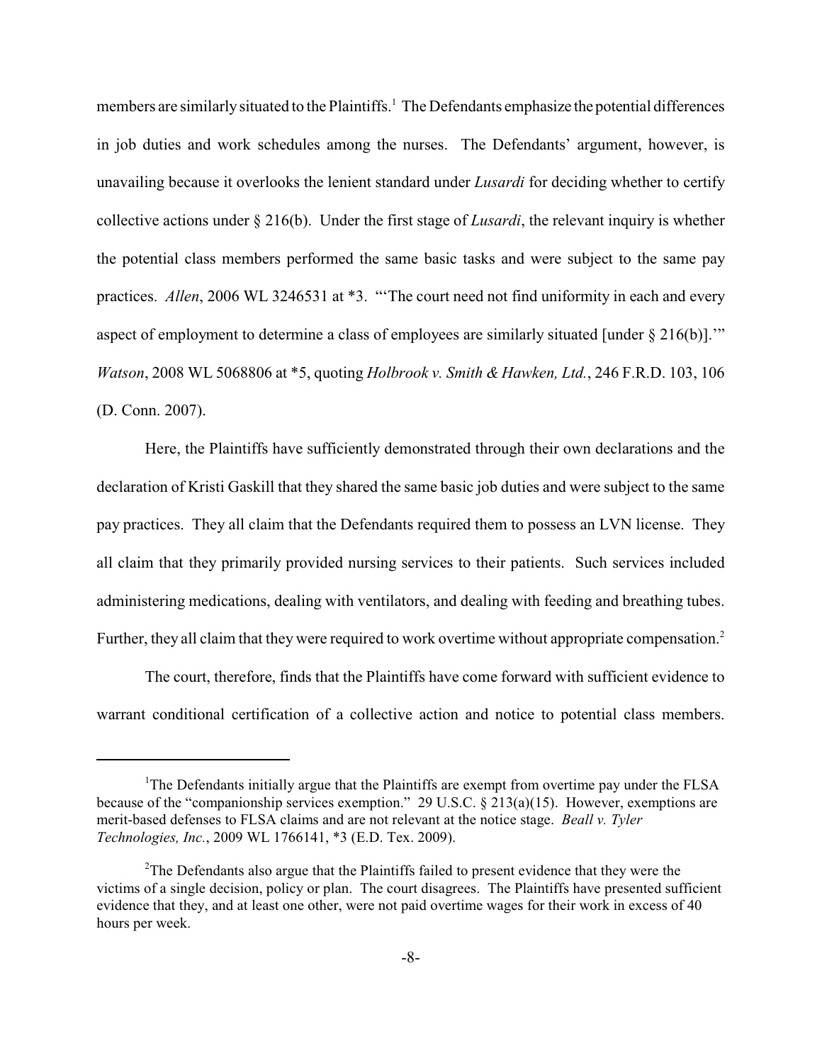members are similarly situated to the Plaintiffs.[1] The Defendants emphasize the potential differences in job duties and work schedules among the nurses. The Defendants' argument, however, is unavailing because it overlooks the lenient standard under *Lusardi* for deciding whether to certify collective actions under § 216(b). Under the first stage of *Lusardi*, the relevant inquiry is whether the potential class members performed the same basic tasks and were subject to the same pay practices. *Allen*, 2006 WL 3246531 at *3. "'The court need not find uniformity in each and every aspect of employment to determine a class of employees are similarly situated [under § 216(b)].'" *Watson*, 2008 WL 5068806 at *5, quoting *Holbrook v. Smith & Hawken, Ltd.*, 246 F.R.D. 103, 106 (D. Conn. 2007).

Here, the Plaintiffs have sufficiently demonstrated through their own declarations and the declaration of Kristi Gaskill that they shared the same basic job duties and were subject to the same pay practices. They all claim that the Defendants required them to possess an LVN license. They all claim that they primarily provided nursing services to their patients. Such services included administering medications, dealing with ventilators, and dealing with feeding and breathing tubes. Further, they all claim that they were required to work overtime without appropriate compensation.[2]

The court, therefore, finds that the Plaintiffs have come forward with sufficient evidence to warrant conditional certification of a collective action and notice to potential class members.

---

[1] The Defendants initially argue that the Plaintiffs are exempt from overtime pay under the FLSA because of the "companionship services exemption." 29 U.S.C. § 213(a)(15). However, exemptions are merit-based defenses to FLSA claims and are not relevant at the notice stage. *Beall v. Tyler Technologies, Inc.*, 2009 WL 1766141, *3 (E.D. Tex. 2009).

[2] The Defendants also argue that the Plaintiffs failed to present evidence that they were the victims of a single decision, policy or plan. The court disagrees. The Plaintiffs have presented sufficient evidence that they, and at least one other, were not paid overtime wages for their work in excess of 40 hours per week.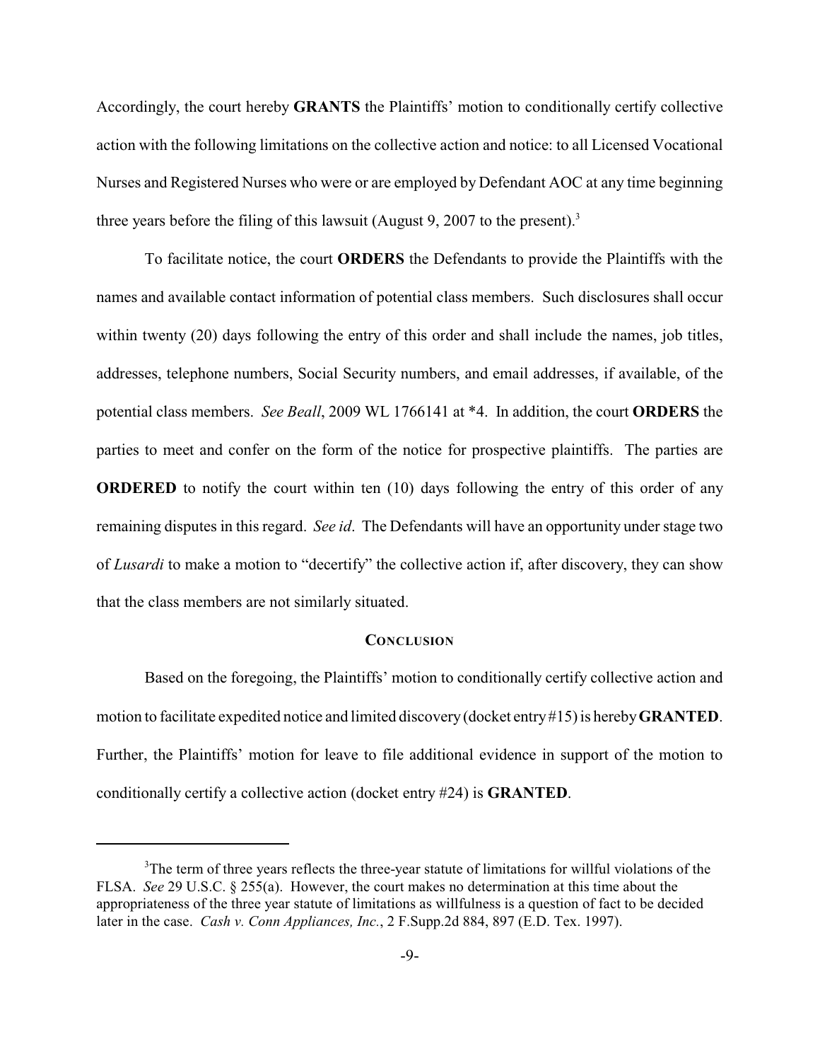Accordingly, the court hereby **GRANTS** the Plaintiffs' motion to conditionally certify collective action with the following limitations on the collective action and notice: to all Licensed Vocational Nurses and Registered Nurses who were or are employed by Defendant AOC at any time beginning three years before the filing of this lawsuit (August 9, 2007 to the present).[3]

To facilitate notice, the court **ORDERS** the Defendants to provide the Plaintiffs with the names and available contact information of potential class members. Such disclosures shall occur within twenty (20) days following the entry of this order and shall include the names, job titles, addresses, telephone numbers, Social Security numbers, and email addresses, if available, of the potential class members. *See Beall*, 2009 WL 1766141 at *4. In addition, the court **ORDERS** the parties to meet and confer on the form of the notice for prospective plaintiffs. The parties are **ORDERED** to notify the court within ten (10) days following the entry of this order of any remaining disputes in this regard. *See id*. The Defendants will have an opportunity under stage two of *Lusardi* to make a motion to "decertify" the collective action if, after discovery, they can show that the class members are not similarly situated.

## CONCLUSION

Based on the foregoing, the Plaintiffs' motion to conditionally certify collective action and motion to facilitate expedited notice and limited discovery (docket entry #15) is hereby **GRANTED**. Further, the Plaintiffs' motion for leave to file additional evidence in support of the motion to conditionally certify a collective action (docket entry #24) is **GRANTED**.

---

[3]The term of three years reflects the three-year statute of limitations for willful violations of the FLSA. *See* 29 U.S.C. § 255(a). However, the court makes no determination at this time about the appropriateness of the three year statute of limitations as willfulness is a question of fact to be decided later in the case. *Cash v. Conn Appliances, Inc.*, 2 F.Supp.2d 884, 897 (E.D. Tex. 1997).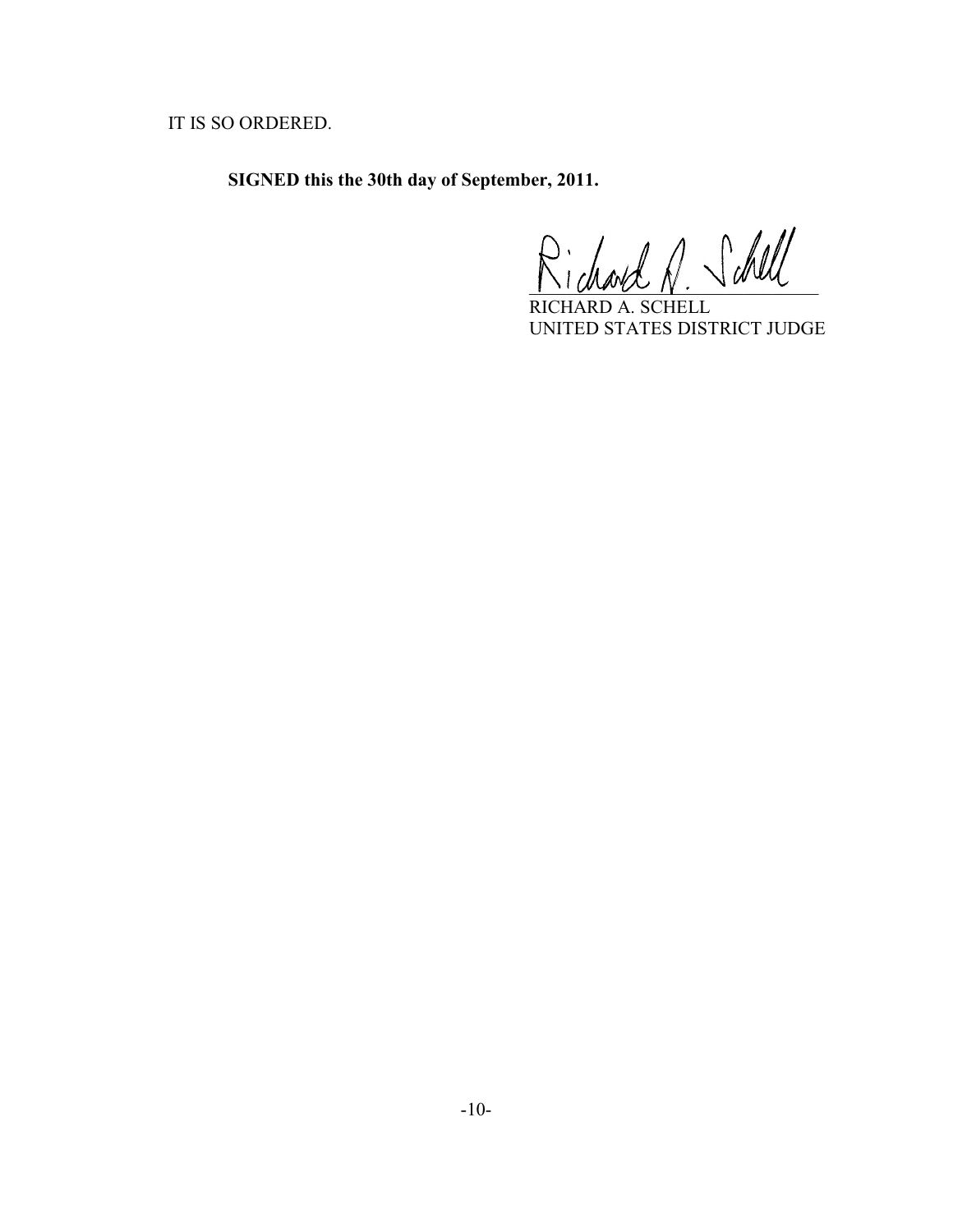IT IS SO ORDERED.

**SIGNED this the 30th day of September, 2011.**

RICHARD A. SCHELL
UNITED STATES DISTRICT JUDGE